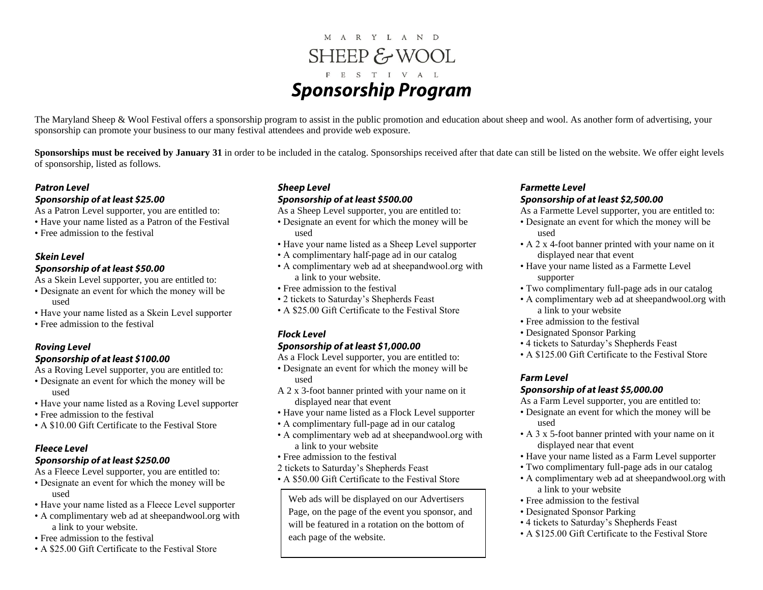# MARYLAND SHEEP & WOOL FESTIVAL

# ***Sponsorship Program***

The Maryland Sheep & Wool Festival offers a sponsorship program to assist in the public promotion and education about sheep and wool. As another form of advertising, your sponsorship can promote your business to our many festival attendees and provide web exposure.

**Sponsorships must be received by January 31** in order to be included in the catalog. Sponsorships received after that date can still be listed on the website. We offer eight levels of sponsorship, listed as follows.

### ***Patron Level***
***Sponsorship of at least $25.00***

As a Patron Level supporter, you are entitled to:

- Have your name listed as a Patron of the Festival
- Free admission to the festival

### ***Skein Level***
***Sponsorship of at least $50.00***

As a Skein Level supporter, you are entitled to:

- Designate an event for which the money will be used
- Have your name listed as a Skein Level supporter
- Free admission to the festival

### ***Roving Level***
***Sponsorship of at least $100.00***

As a Roving Level supporter, you are entitled to:

- Designate an event for which the money will be used
- Have your name listed as a Roving Level supporter
- Free admission to the festival
- A $10.00 Gift Certificate to the Festival Store

### ***Fleece Level***
***Sponsorship of at least $250.00***

As a Fleece Level supporter, you are entitled to:

- Designate an event for which the money will be used
- Have your name listed as a Fleece Level supporter
- A complimentary web ad at sheepandwool.org with a link to your website.
- Free admission to the festival
- A $25.00 Gift Certificate to the Festival Store

### ***Sheep Level***
***Sponsorship of at least $500.00***

As a Sheep Level supporter, you are entitled to:

- Designate an event for which the money will be used
- Have your name listed as a Sheep Level supporter
- A complimentary half-page ad in our catalog
- A complimentary web ad at sheepandwool.org with a link to your website.
- Free admission to the festival
- 2 tickets to Saturday's Shepherds Feast
- A $25.00 Gift Certificate to the Festival Store

### ***Flock Level***
***Sponsorship of at least $1,000.00***

As a Flock Level supporter, you are entitled to:

- Designate an event for which the money will be used
- A 2 x 3-foot banner printed with your name on it displayed near that event
- Have your name listed as a Flock Level supporter
- A complimentary full-page ad in our catalog
- A complimentary web ad at sheepandwool.org with a link to your website
- Free admission to the festival
- 2 tickets to Saturday's Shepherds Feast
- A $50.00 Gift Certificate to the Festival Store

> Web ads will be displayed on our Advertisers Page, on the page of the event you sponsor, and will be featured in a rotation on the bottom of each page of the website.

### ***Farmette Level***
***Sponsorship of at least $2,500.00***

As a Farmette Level supporter, you are entitled to:

- Designate an event for which the money will be used
- A 2 x 4-foot banner printed with your name on it displayed near that event
- Have your name listed as a Farmette Level supporter
- Two complimentary full-page ads in our catalog
- A complimentary web ad at sheepandwool.org with a link to your website
- Free admission to the festival
- Designated Sponsor Parking
- 4 tickets to Saturday's Shepherds Feast
- A $125.00 Gift Certificate to the Festival Store

### ***Farm Level***
***Sponsorship of at least $5,000.00***

As a Farm Level supporter, you are entitled to:

- Designate an event for which the money will be used
- A 3 x 5-foot banner printed with your name on it displayed near that event
- Have your name listed as a Farm Level supporter
- Two complimentary full-page ads in our catalog
- A complimentary web ad at sheepandwool.org with a link to your website
- Free admission to the festival
- Designated Sponsor Parking
- 4 tickets to Saturday's Shepherds Feast
- A $125.00 Gift Certificate to the Festival Store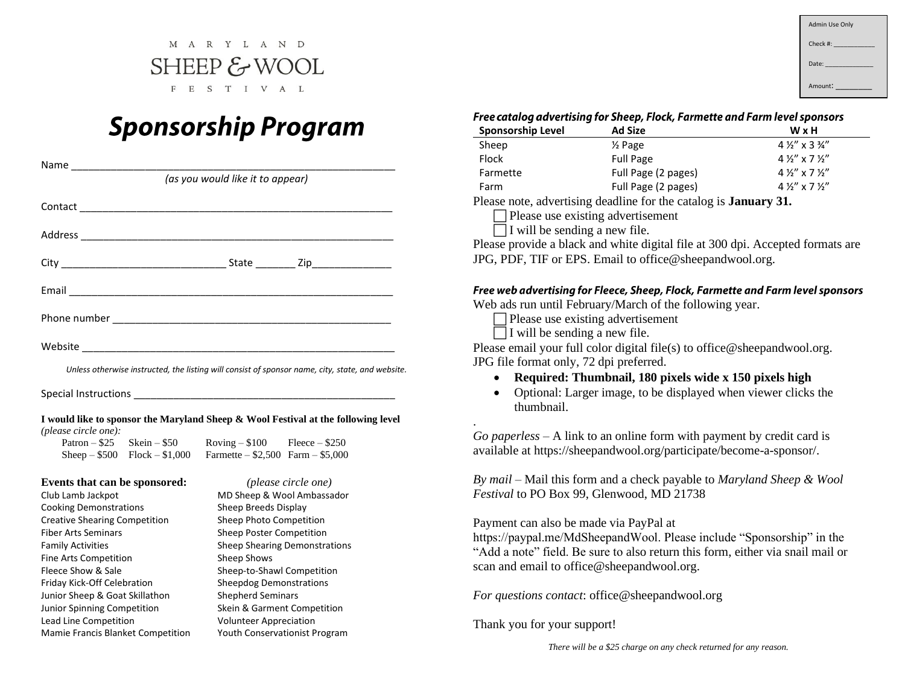MARYLAND
SHEEP & WOOL
FESTIVAL

# Sponsorship Program

Name ____________________________________________
*(as you would like it to appear)*

Contact ____________________________________________

Address ____________________________________________

City ______________________ State _______ Zip______________

Email ____________________________________________

Phone number ____________________________________________

Website ____________________________________________

*Unless otherwise instructed, the listing will consist of sponsor name, city, state, and website.*

Special Instructions ____________________________________________

**I would like to sponsor the Maryland Sheep & Wool Festival at the following level** *(please circle one):*

Patron – $25   Skein – $50   Roving – $100   Fleece – $250
Sheep – $500   Flock – $1,000   Farmette – $2,500   Farm – $5,000

**Events that can be sponsored:** *(please circle one)*

| | |
|---|---|
| Club Lamb Jackpot | MD Sheep & Wool Ambassador |
| Cooking Demonstrations | Sheep Breeds Display |
| Creative Shearing Competition | Sheep Photo Competition |
| Fiber Arts Seminars | Sheep Poster Competition |
| Family Activities | Sheep Shearing Demonstrations |
| Fine Arts Competition | Sheep Shows |
| Fleece Show & Sale | Sheep-to-Shawl Competition |
| Friday Kick-Off Celebration | Sheepdog Demonstrations |
| Junior Sheep & Goat Skillathon | Shepherd Seminars |
| Junior Spinning Competition | Skein & Garment Competition |
| Lead Line Competition | Volunteer Appreciation |
| Mamie Francis Blanket Competition | Youth Conservationist Program |

Admin Use Only
Check #: ___________
Date: ___________
Amount: ___________

***Free catalog advertising for Sheep, Flock, Farmette and Farm level sponsors***

| Sponsorship Level | Ad Size | W x H |
|---|---|---|
| Sheep | ½ Page | 4 ½" x 3 ¾" |
| Flock | Full Page | 4 ½" x 7 ½" |
| Farmette | Full Page (2 pages) | 4 ½" x 7 ½" |
| Farm | Full Page (2 pages) | 4 ½" x 7 ½" |

Please note, advertising deadline for the catalog is **January 31.**

- ☐ Please use existing advertisement
- ☐ I will be sending a new file.

Please provide a black and white digital file at 300 dpi. Accepted formats are JPG, PDF, TIF or EPS. Email to office@sheepandwool.org.

***Free web advertising for Fleece, Sheep, Flock, Farmette and Farm level sponsors***

Web ads run until February/March of the following year.

- ☐ Please use existing advertisement
- ☐ I will be sending a new file.

Please email your full color digital file(s) to office@sheepandwool.org. JPG file format only, 72 dpi preferred.

- **Required: Thumbnail, 180 pixels wide x 150 pixels high**
- Optional: Larger image, to be displayed when viewer clicks the thumbnail.

*Go paperless* – A link to an online form with payment by credit card is available at https://sheepandwool.org/participate/become-a-sponsor/.

*By mail* – Mail this form and a check payable to *Maryland Sheep & Wool Festival* to PO Box 99, Glenwood, MD 21738

Payment can also be made via PayPal at https://paypal.me/MdSheepandWool. Please include "Sponsorship" in the "Add a note" field. Be sure to also return this form, either via snail mail or scan and email to office@sheepandwool.org.

*For questions contact*: office@sheepandwool.org

Thank you for your support!

*There will be a $25 charge on any check returned for any reason.*